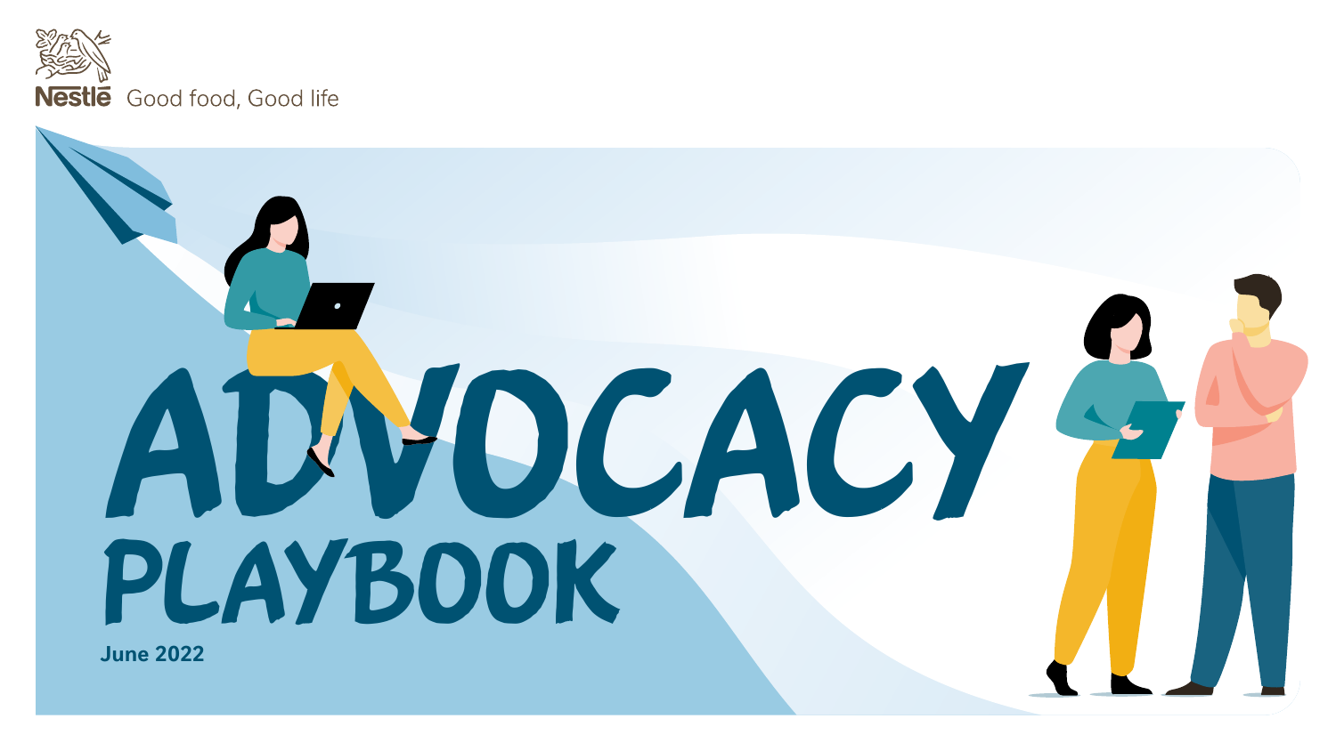Nestlé Good food, Good life

# ADVOCACY PLAYBOOK

June 2022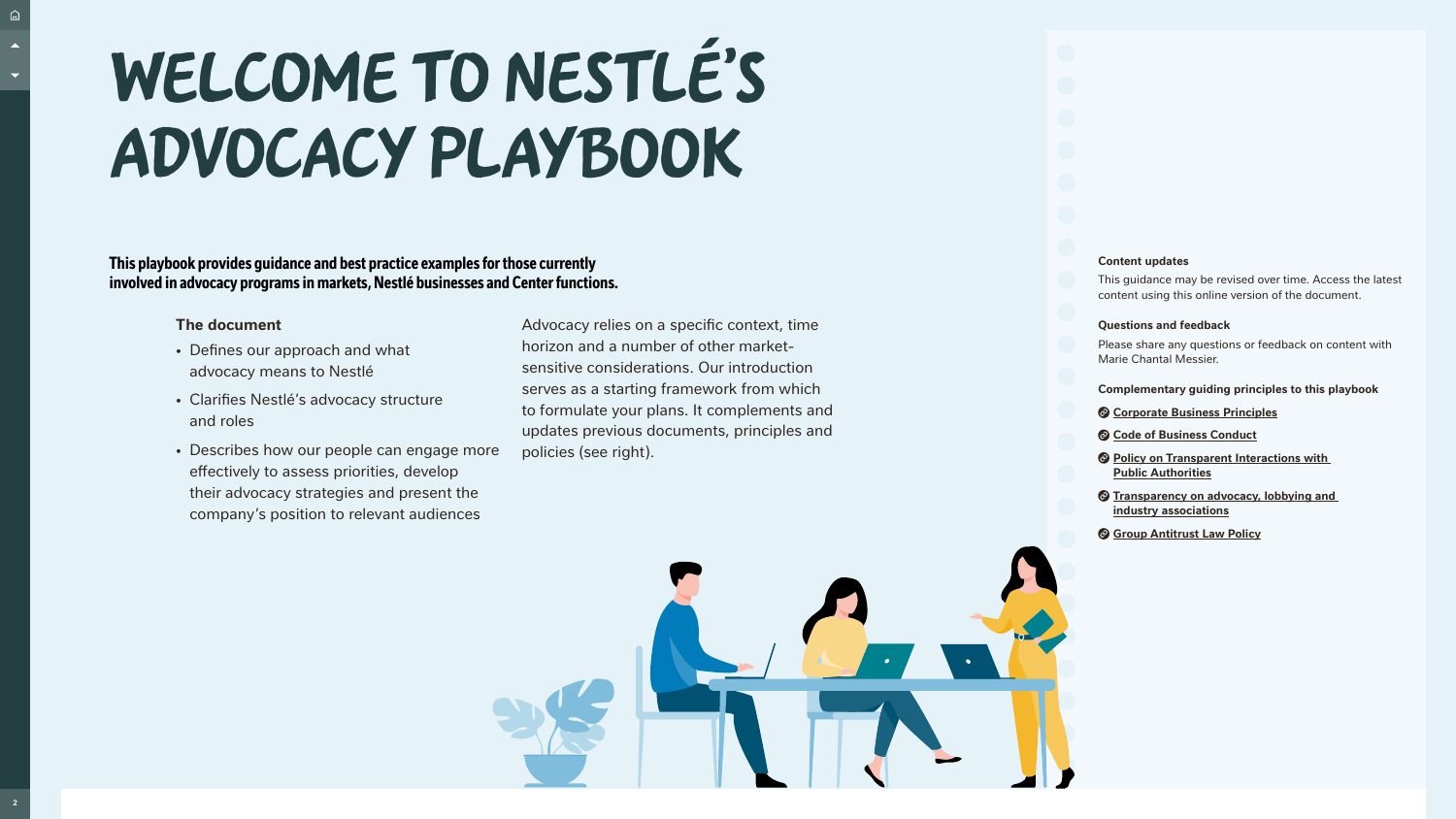# WELCOME TO NESTLÉ'S ADVOCACY PLAYBOOK

**This playbook provides guidance and best practice examples for those currently involved in advocacy programs in markets, Nestlé businesses and Center functions.**

### The document

- Defines our approach and what advocacy means to Nestlé
- Clarifies Nestlé's advocacy structure and roles
- Describes how our people can engage more effectively to assess priorities, develop their advocacy strategies and present the company's position to relevant audiences

Advocacy relies on a specific context, time horizon and a number of other market-sensitive considerations. Our introduction serves as a starting framework from which to formulate your plans. It complements and updates previous documents, principles and policies (see right).

**Content updates**

This guidance may be revised over time. Access the latest content using this online version of the document.

**Questions and feedback**

Please share any questions or feedback on content with Marie Chantal Messier.

**Complementary guiding principles to this playbook**

- Corporate Business Principles
- Code of Business Conduct
- Policy on Transparent Interactions with Public Authorities
- Transparency on advocacy, lobbying and industry associations
- Group Antitrust Law Policy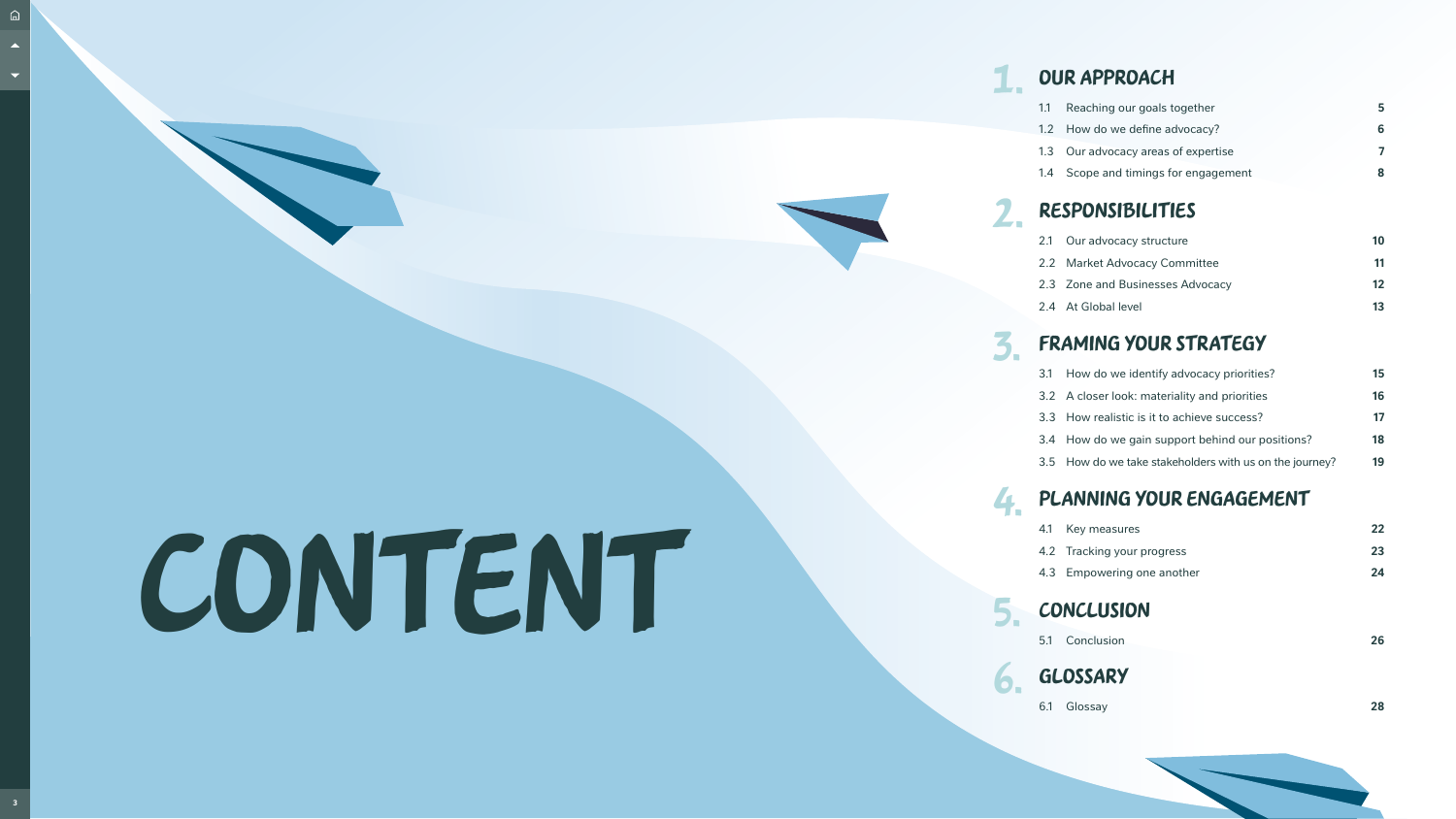# CONTENT

## 1. OUR APPROACH

| | | |
|---|---|---|
| 1.1 | Reaching our goals together | 5 |
| 1.2 | How do we define advocacy? | 6 |
| 1.3 | Our advocacy areas of expertise | 7 |
| 1.4 | Scope and timings for engagement | 8 |

## 2. RESPONSIBILITIES

| | | |
|---|---|---|
| 2.1 | Our advocacy structure | 10 |
| 2.2 | Market Advocacy Committee | 11 |
| 2.3 | Zone and Businesses Advocacy | 12 |
| 2.4 | At Global level | 13 |

## 3. FRAMING YOUR STRATEGY

| | | |
|---|---|---|
| 3.1 | How do we identify advocacy priorities? | 15 |
| 3.2 | A closer look: materiality and priorities | 16 |
| 3.3 | How realistic is it to achieve success? | 17 |
| 3.4 | How do we gain support behind our positions? | 18 |
| 3.5 | How do we take stakeholders with us on the journey? | 19 |

## 4. PLANNING YOUR ENGAGEMENT

| | | |
|---|---|---|
| 4.1 | Key measures | 22 |
| 4.2 | Tracking your progress | 23 |
| 4.3 | Empowering one another | 24 |

## 5. CONCLUSION

| | | |
|---|---|---|
| 5.1 | Conclusion | 26 |

## 6. GLOSSARY

| | | |
|---|---|---|
| 6.1 | Glossay | 28 |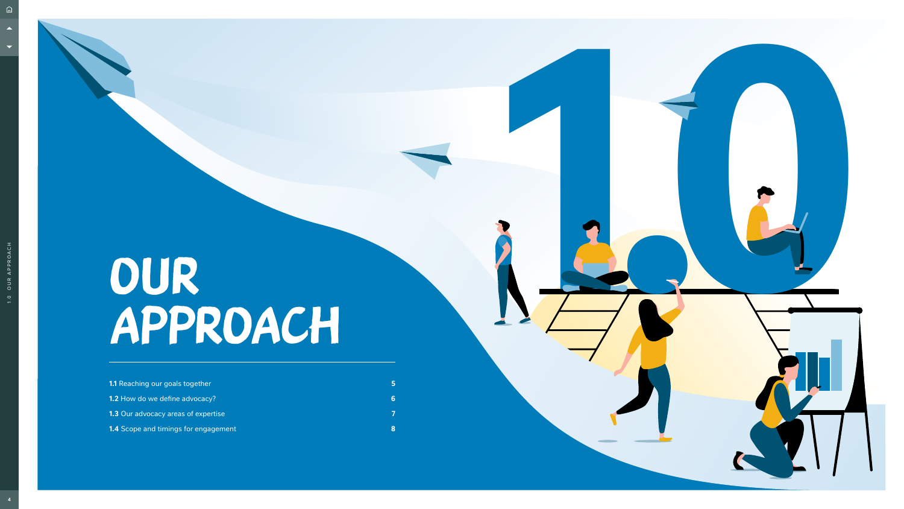# OUR APPROACH

| | |
|---|---|
| **1.1** Reaching our goals together | 5 |
| **1.2** How do we define advocacy? | 6 |
| **1.3** Our advocacy areas of expertise | 7 |
| **1.4** Scope and timings for engagement | 8 |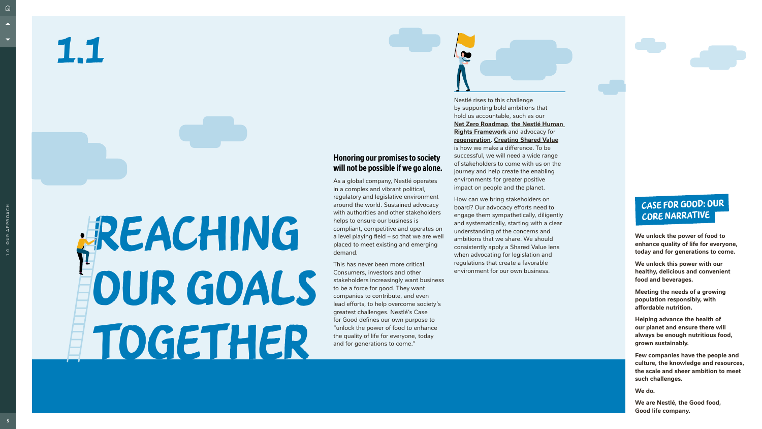# 1.1

# REACHING OUR GOALS TOGETHER

## Honoring our promises to society will not be possible if we go alone.

As a global company, Nestlé operates in a complex and vibrant political, regulatory and legislative environment around the world. Sustained advocacy with authorities and other stakeholders helps to ensure our business is compliant, competitive and operates on a level playing field – so that we are well placed to meet existing and emerging demand.

This has never been more critical. Consumers, investors and other stakeholders increasingly want business to be a force for good. They want companies to contribute, and even lead efforts, to help overcome society's greatest challenges. Nestlé's Case for Good defines our own purpose to "unlock the power of food to enhance the quality of life for everyone, today and for generations to come."

Nestlé rises to this challenge by supporting bold ambitions that hold us accountable, such as our **Net Zero Roadmap**, **the Nestlé Human Rights Framework** and advocacy for **regeneration**. **Creating Shared Value** is how we make a difference. To be successful, we will need a wide range of stakeholders to come with us on the journey and help create the enabling environments for greater positive impact on people and the planet.

How can we bring stakeholders on board? Our advocacy efforts need to engage them sympathetically, diligently and systematically, starting with a clear understanding of the concerns and ambitions that we share. We should consistently apply a Shared Value lens when advocating for legislation and regulations that create a favorable environment for our own business.

### CASE FOR GOOD: OUR CORE NARRATIVE

**We unlock the power of food to enhance quality of life for everyone, today and for generations to come.**

**We unlock this power with our healthy, delicious and convenient food and beverages.**

**Meeting the needs of a growing population responsibly, with affordable nutrition.**

**Helping advance the health of our planet and ensure there will always be enough nutritious food, grown sustainably.**

**Few companies have the people and culture, the knowledge and resources, the scale and sheer ambition to meet such challenges.**

**We do.**

**We are Nestlé, the Good food, Good life company.**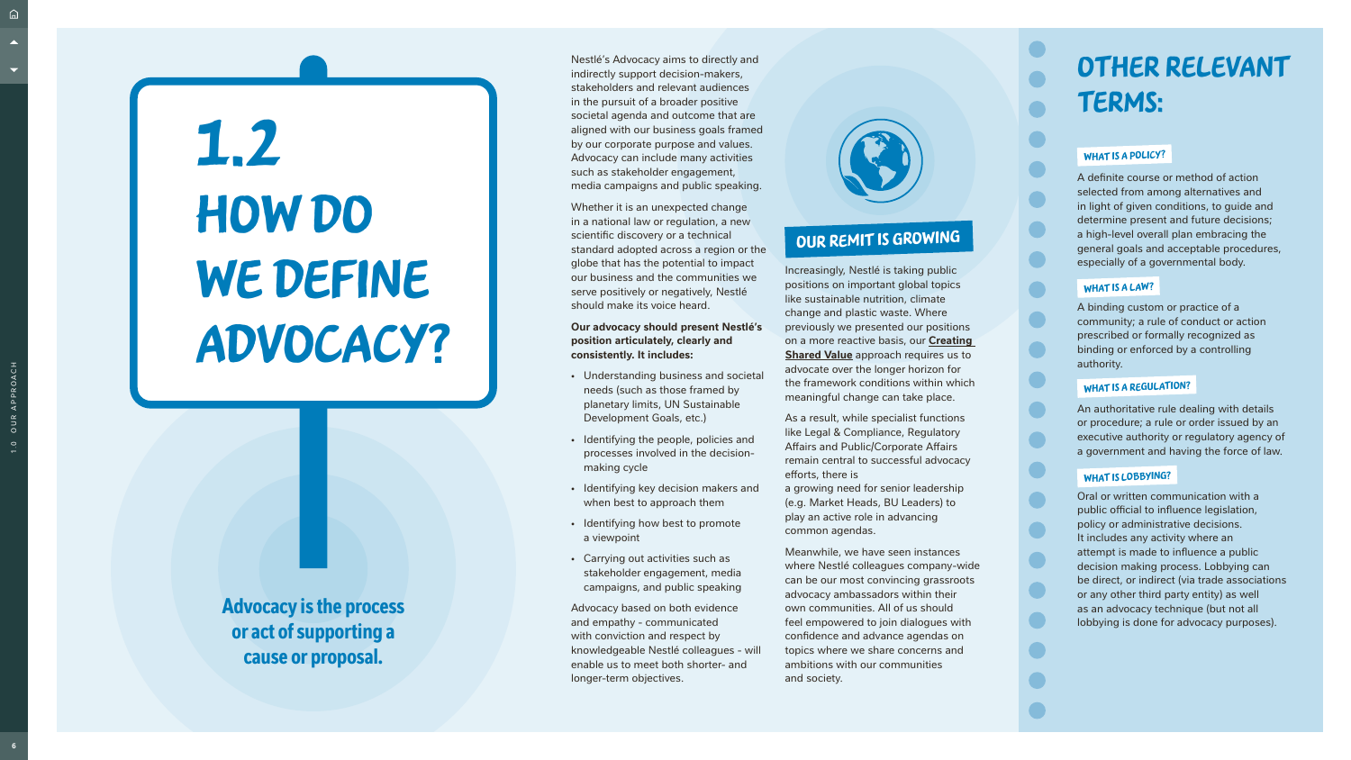# 1.2 HOW DO WE DEFINE ADVOCACY?

**Advocacy is the process or act of supporting a cause or proposal.**

Nestlé's Advocacy aims to directly and indirectly support decision-makers, stakeholders and relevant audiences in the pursuit of a broader positive societal agenda and outcome that are aligned with our business goals framed by our corporate purpose and values. Advocacy can include many activities such as stakeholder engagement, media campaigns and public speaking.

Whether it is an unexpected change in a national law or regulation, a new scientific discovery or a technical standard adopted across a region or the globe that has the potential to impact our business and the communities we serve positively or negatively, Nestlé should make its voice heard.

**Our advocacy should present Nestlé's position articulately, clearly and consistently. It includes:**

- Understanding business and societal needs (such as those framed by planetary limits, UN Sustainable Development Goals, etc.)
- Identifying the people, policies and processes involved in the decision-making cycle
- Identifying key decision makers and when best to approach them
- Identifying how best to promote a viewpoint
- Carrying out activities such as stakeholder engagement, media campaigns, and public speaking

Advocacy based on both evidence and empathy - communicated with conviction and respect by knowledgeable Nestlé colleagues - will enable us to meet both shorter- and longer-term objectives.

## OUR REMIT IS GROWING

Increasingly, Nestlé is taking public positions on important global topics like sustainable nutrition, climate change and plastic waste. Where previously we presented our positions on a more reactive basis, our **Creating Shared Value** approach requires us to advocate over the longer horizon for the framework conditions within which meaningful change can take place.

As a result, while specialist functions like Legal & Compliance, Regulatory Affairs and Public/Corporate Affairs remain central to successful advocacy efforts, there is a growing need for senior leadership (e.g. Market Heads, BU Leaders) to play an active role in advancing common agendas.

Meanwhile, we have seen instances where Nestlé colleagues company-wide can be our most convincing grassroots advocacy ambassadors within their own communities. All of us should feel empowered to join dialogues with confidence and advance agendas on topics where we share concerns and ambitions with our communities and society.

## OTHER RELEVANT TERMS:

### WHAT IS A POLICY?

A definite course or method of action selected from among alternatives and in light of given conditions, to guide and determine present and future decisions; a high-level overall plan embracing the general goals and acceptable procedures, especially of a governmental body.

### WHAT IS A LAW?

A binding custom or practice of a community; a rule of conduct or action prescribed or formally recognized as binding or enforced by a controlling authority.

### WHAT IS A REGULATION?

An authoritative rule dealing with details or procedure; a rule or order issued by an executive authority or regulatory agency of a government and having the force of law.

### WHAT IS LOBBYING?

Oral or written communication with a public official to influence legislation, policy or administrative decisions. It includes any activity where an attempt is made to influence a public decision making process. Lobbying can be direct, or indirect (via trade associations or any other third party entity) as well as an advocacy technique (but not all lobbying is done for advocacy purposes).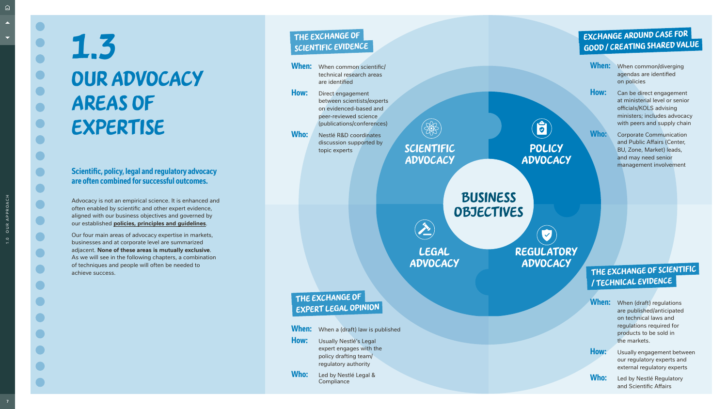# 1.3 OUR ADVOCACY AREAS OF EXPERTISE

**Scientific, policy, legal and regulatory advocacy are often combined for successful outcomes.**

Advocacy is not an empirical science. It is enhanced and often enabled by scientific and other expert evidence, aligned with our business objectives and governed by our established **policies, principles and guidelines**.

Our four main areas of advocacy expertise in markets, businesses and at corporate level are summarized adjacent. **None of these areas is mutually exclusive**. As we will see in the following chapters, a combination of techniques and people will often be needed to achieve success.

**BUSINESS OBJECTIVES**

## SCIENTIFIC ADVOCACY

### THE EXCHANGE OF SCIENTIFIC EVIDENCE

**When:** When common scientific/technical research areas are identified

**How:** Direct engagement between scientists/experts on evidenced-based and peer-reviewed science (publications/conferences)

**Who:** Nestlé R&D coordinates discussion supported by topic experts

## POLICY ADVOCACY

### EXCHANGE AROUND CASE FOR GOOD / CREATING SHARED VALUE

**When:** When common/diverging agendas are identified on policies

**How:** Can be direct engagement at ministerial level or senior officials/KOLS advising ministers; includes advocacy with peers and supply chain

**Who:** Corporate Communication and Public Affairs (Center, BU, Zone, Market) leads, and may need senior management involvement

## LEGAL ADVOCACY

### THE EXCHANGE OF EXPERT LEGAL OPINION

**When:** When a (draft) law is published

**How:** Usually Nestlé's Legal expert engages with the policy drafting team/regulatory authority

**Who:** Led by Nestlé Legal & Compliance

## REGULATORY ADVOCACY

### THE EXCHANGE OF SCIENTIFIC / TECHNICAL EVIDENCE

**When:** When (draft) regulations are published/anticipated on technical laws and regulations required for products to be sold in the markets.

**How:** Usually engagement between our regulatory experts and external regulatory experts

**Who:** Led by Nestlé Regulatory and Scientific Affairs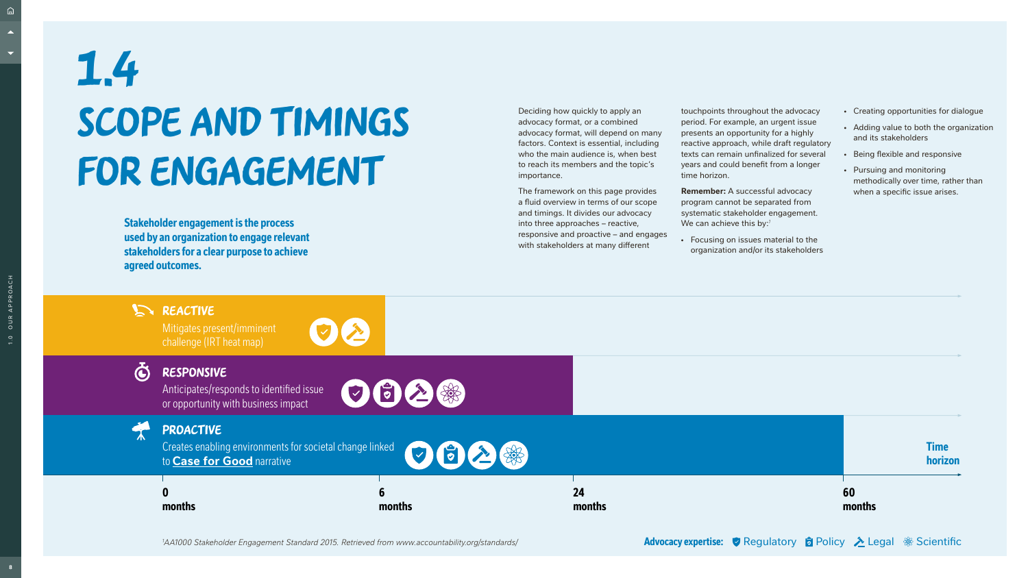# 1.4 SCOPE AND TIMINGS FOR ENGAGEMENT

**Stakeholder engagement is the process used by an organization to engage relevant stakeholders for a clear purpose to achieve agreed outcomes.**

Deciding how quickly to apply an advocacy format, or a combined advocacy format, will depend on many factors. Context is essential, including who the main audience is, when best to reach its members and the topic's importance.

The framework on this page provides a fluid overview in terms of our scope and timings. It divides our advocacy into three approaches – reactive, responsive and proactive – and engages with stakeholders at many different touchpoints throughout the advocacy period. For example, an urgent issue presents an opportunity for a highly reactive approach, while draft regulatory texts can remain unfinalized for several years and could benefit from a longer time horizon.

**Remember:** A successful advocacy program cannot be separated from systematic stakeholder engagement. We can achieve this by:[1]

- Focusing on issues material to the organization and/or its stakeholders
- Creating opportunities for dialogue
- Adding value to both the organization and its stakeholders
- Being flexible and responsive
- Pursuing and monitoring methodically over time, rather than when a specific issue arises.

## REACTIVE

Mitigates present/imminent challenge (IRT heat map)

Advocacy expertise: Regulatory, Legal — Time horizon: 0–6 months

## RESPONSIVE

Anticipates/responds to identified issue or opportunity with business impact

Advocacy expertise: Regulatory, Policy, Legal, Scientific — Time horizon: 0–24 months

## PROACTIVE

Creates enabling environments for societal change linked to **Case for Good** narrative

Advocacy expertise: Regulatory, Policy, Legal, Scientific — Time horizon: 0–60 months

**Time horizon:** 0 months | 6 months | 24 months | 60 months

**Advocacy expertise:** Regulatory | Policy | Legal | Scientific

[1] *AA1000 Stakeholder Engagement Standard 2015. Retrieved from www.accountability.org/standards/*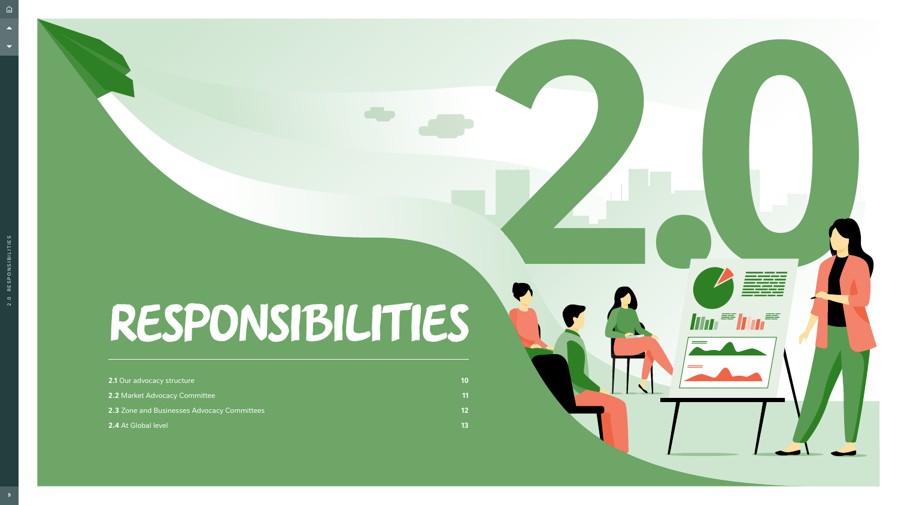# 2.0 RESPONSIBILITIES

| | |
|---|---|
| **2.1** Our advocacy structure | 10 |
| **2.2** Market Advocacy Committee | 11 |
| **2.3** Zone and Businesses Advocacy Committees | 12 |
| **2.4** At Global level | 13 |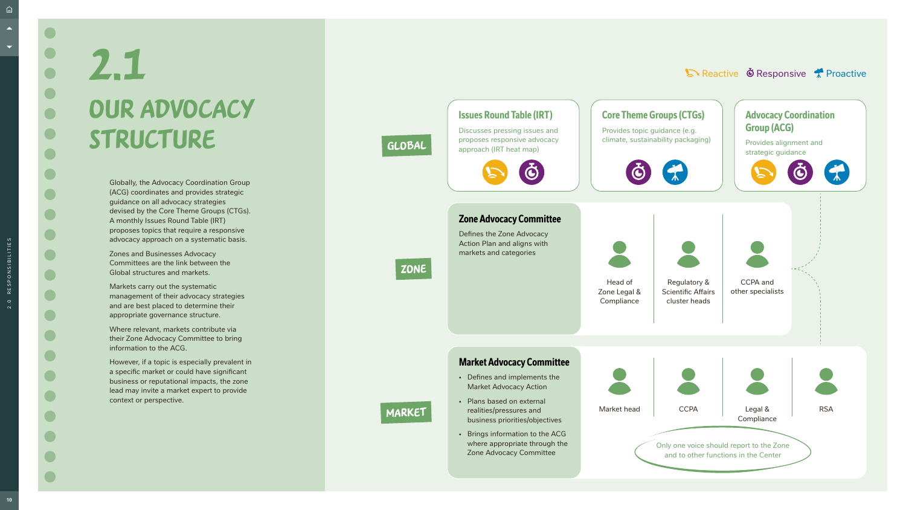# 2.1 OUR ADVOCACY STRUCTURE

Globally, the Advocacy Coordination Group (ACG) coordinates and provides strategic guidance on all advocacy strategies devised by the Core Theme Groups (CTGs). A monthly Issues Round Table (IRT) proposes topics that require a responsive advocacy approach on a systematic basis.

Zones and Businesses Advocacy Committees are the link between the Global structures and markets.

Markets carry out the systematic management of their advocacy strategies and are best placed to determine their appropriate governance structure.

Where relevant, markets contribute via their Zone Advocacy Committee to bring information to the ACG.

However, if a topic is especially prevalent in a specific market or could have significant business or reputational impacts, the zone lead may invite a market expert to provide context or perspective.

Reactive | Responsive | Proactive

## GLOBAL

### Issues Round Table (IRT)

Discusses pressing issues and proposes responsive advocacy approach (IRT heat map)

Reactive, Responsive

### Core Theme Groups (CTGs)

Provides topic guidance (e.g. climate, sustainability packaging)

Responsive, Proactive

### Advocacy Coordination Group (ACG)

Provides alignment and strategic guidance

Reactive, Responsive, Proactive

## ZONE

### Zone Advocacy Committee

Defines the Zone Advocacy Action Plan and aligns with markets and categories

- Head of Zone Legal & Compliance
- Regulatory & Scientific Affairs cluster heads
- CCPA and other specialists

## MARKET

### Market Advocacy Committee

- Defines and implements the Market Advocacy Action
- Plans based on external realities/pressures and business priorities/objectives
- Brings information to the ACG where appropriate through the Zone Advocacy Committee

- Market head
- CCPA
- Legal & Compliance
- RSA

Only one voice should report to the Zone and to other functions in the Center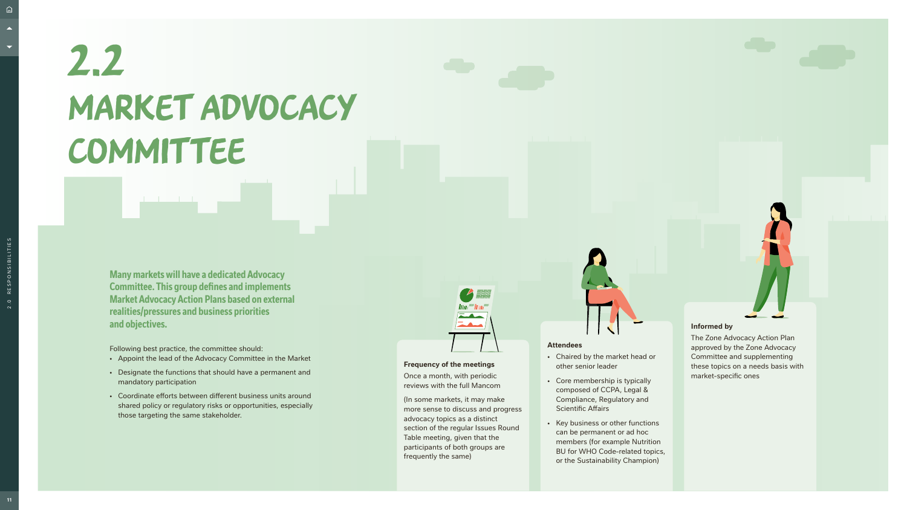# 2.2 MARKET ADVOCACY COMMITTEE

**Many markets will have a dedicated Advocacy Committee. This group defines and implements Market Advocacy Action Plans based on external realities/pressures and business priorities and objectives.**

Following best practice, the committee should:

- Appoint the lead of the Advocacy Committee in the Market
- Designate the functions that should have a permanent and mandatory participation
- Coordinate efforts between different business units around shared policy or regulatory risks or opportunities, especially those targeting the same stakeholder.

**Frequency of the meetings**

Once a month, with periodic reviews with the full Mancom

(In some markets, it may make more sense to discuss and progress advocacy topics as a distinct section of the regular Issues Round Table meeting, given that the participants of both groups are frequently the same)

**Attendees**

- Chaired by the market head or other senior leader
- Core membership is typically composed of CCPA, Legal & Compliance, Regulatory and Scientific Affairs
- Key business or other functions can be permanent or ad hoc members (for example Nutrition BU for WHO Code-related topics, or the Sustainability Champion)

**Informed by**

The Zone Advocacy Action Plan approved by the Zone Advocacy Committee and supplementing these topics on a needs basis with market-specific ones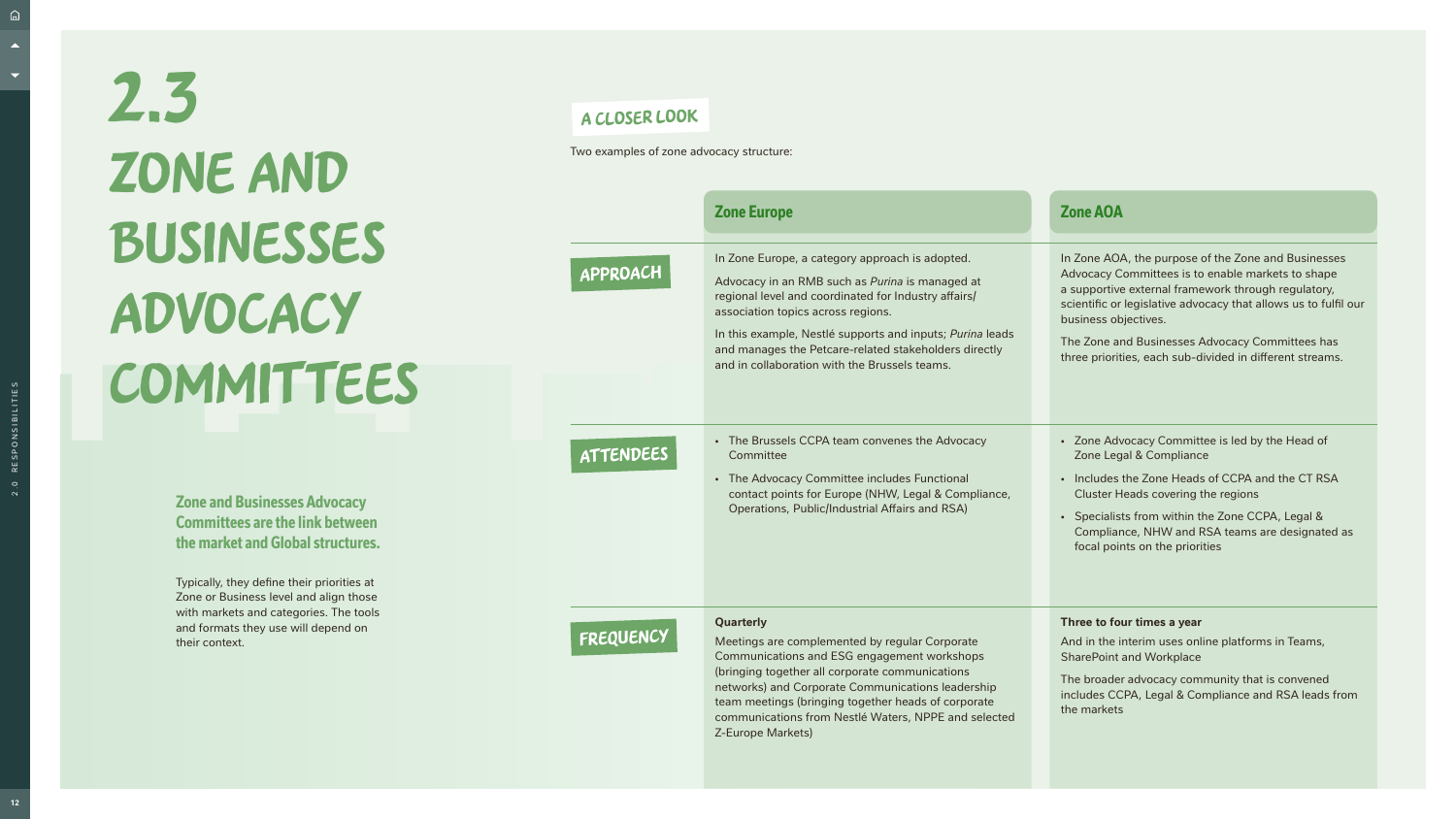# 2.3 ZONE AND BUSINESSES ADVOCACY COMMITTEES

**Zone and Businesses Advocacy Committees are the link between the market and Global structures.**

Typically, they define their priorities at Zone or Business level and align those with markets and categories. The tools and formats they use will depend on their context.

## A CLOSER LOOK

Two examples of zone advocacy structure:

| | Zone Europe | Zone AOA |
|---|---|---|
| **APPROACH** | In Zone Europe, a category approach is adopted.<br><br>Advocacy in an RMB such as *Purina* is managed at regional level and coordinated for Industry affairs/ association topics across regions.<br><br>In this example, Nestlé supports and inputs; *Purina* leads and manages the Petcare-related stakeholders directly and in collaboration with the Brussels teams. | In Zone AOA, the purpose of the Zone and Businesses Advocacy Committees is to enable markets to shape a supportive external framework through regulatory, scientific or legislative advocacy that allows us to fulfil our business objectives.<br><br>The Zone and Businesses Advocacy Committees has three priorities, each sub-divided in different streams. |
| **ATTENDEES** | • The Brussels CCPA team convenes the Advocacy Committee<br>• The Advocacy Committee includes Functional contact points for Europe (NHW, Legal & Compliance, Operations, Public/Industrial Affairs and RSA) | • Zone Advocacy Committee is led by the Head of Zone Legal & Compliance<br>• Includes the Zone Heads of CCPA and the CT RSA Cluster Heads covering the regions<br>• Specialists from within the Zone CCPA, Legal & Compliance, NHW and RSA teams are designated as focal points on the priorities |
| **FREQUENCY** | **Quarterly**<br><br>Meetings are complemented by regular Corporate Communications and ESG engagement workshops (bringing together all corporate communications networks) and Corporate Communications leadership team meetings (bringing together heads of corporate communications from Nestlé Waters, NPPE and selected Z-Europe Markets) | **Three to four times a year**<br><br>And in the interim uses online platforms in Teams, SharePoint and Workplace<br><br>The broader advocacy community that is convened includes CCPA, Legal & Compliance and RSA leads from the markets |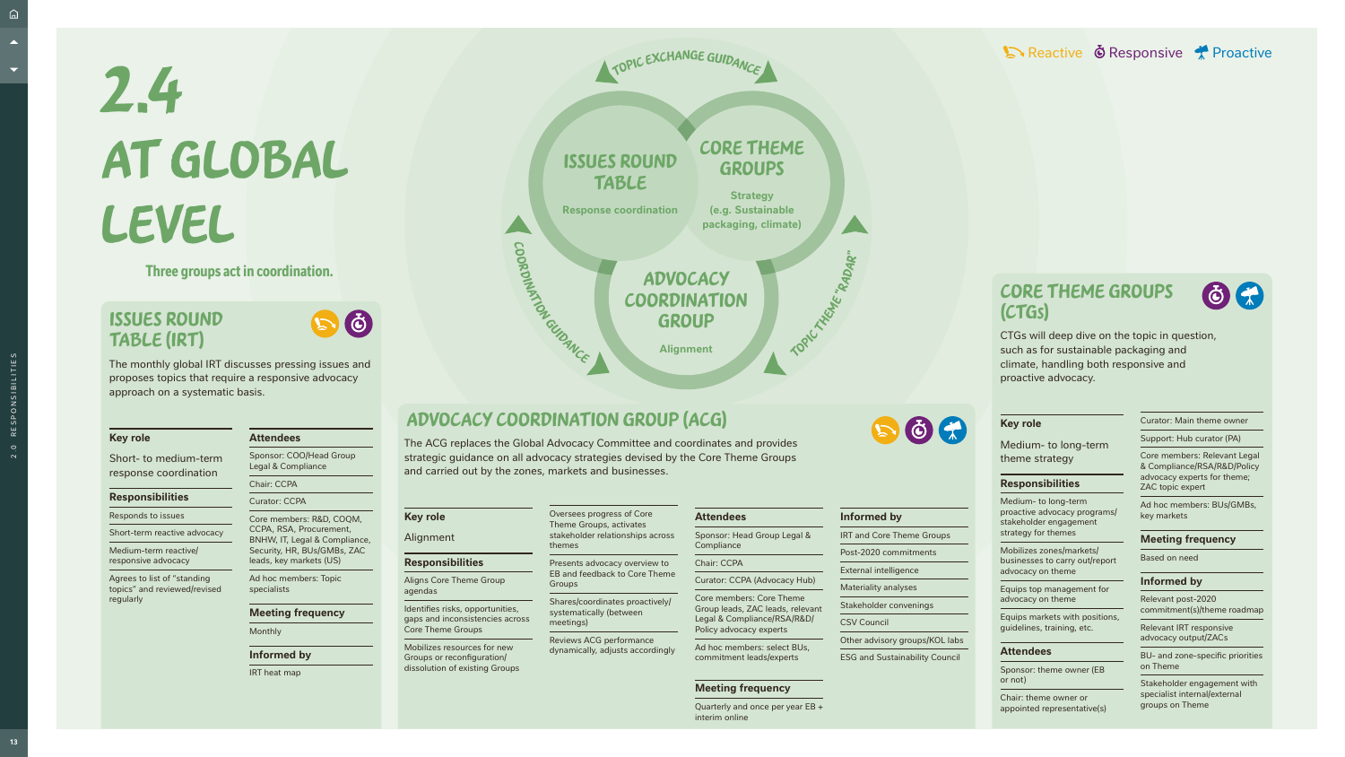# 2.4 AT GLOBAL LEVEL

Three groups act in coordination.

Reactive · Responsive · Proactive

ISSUES ROUND TABLE — Response coordination
CORE THEME GROUPS — Strategy (e.g. Sustainable packaging, climate)
ADVOCACY COORDINATION GROUP — Alignment

TOPIC EXCHANGE GUIDANCE · COORDINATION GUIDANCE · TOPIC THEME "RADAR"

## ISSUES ROUND TABLE (IRT)

The monthly global IRT discusses pressing issues and proposes topics that require a responsive advocacy approach on a systematic basis.

### Key role

Short- to medium-term response coordination

### Responsibilities

- Responds to issues
- Short-term reactive advocacy
- Medium-term reactive/responsive advocacy
- Agrees to list of "standing topics" and reviewed/revised regularly

### Attendees

- Sponsor: COO/Head Group Legal & Compliance
- Chair: CCPA
- Curator: CCPA
- Core members: R&D, COQM, CCPA, RSA, Procurement, BNHW, IT, Legal & Compliance, Security, HR, BUs/GMBs, ZAC leads, key markets (US)
- Ad hoc members: Topic specialists

### Meeting frequency

Monthly

### Informed by

IRT heat map

## ADVOCACY COORDINATION GROUP (ACG)

The ACG replaces the Global Advocacy Committee and coordinates and provides strategic guidance on all advocacy strategies devised by the Core Theme Groups and carried out by the zones, markets and businesses.

### Key role

Alignment

### Responsibilities

- Aligns Core Theme Group agendas
- Identifies risks, opportunities, gaps and inconsistencies across Core Theme Groups
- Mobilizes resources for new Groups or reconfiguration/dissolution of existing Groups
- Oversees progress of Core Theme Groups, activates stakeholder relationships across themes
- Presents advocacy overview to EB and feedback to Core Theme Groups
- Shares/coordinates proactively/systematically (between meetings)
- Reviews ACG performance dynamically, adjusts accordingly

### Attendees

- Sponsor: Head Group Legal & Compliance
- Chair: CCPA
- Curator: CCPA (Advocacy Hub)
- Core members: Core Theme Group leads, ZAC leads, relevant Legal & Compliance/RSA/R&D/Policy advocacy experts
- Ad hoc members: select BUs, commitment leads/experts

### Meeting frequency

Quarterly and once per year EB + interim online

### Informed by

- IRT and Core Theme Groups
- Post-2020 commitments
- External intelligence
- Materiality analyses
- Stakeholder convenings
- CSV Council
- Other advisory groups/KOL labs
- ESG and Sustainability Council

## CORE THEME GROUPS (CTGs)

CTGs will deep dive on the topic in question, such as for sustainable packaging and climate, handling both responsive and proactive advocacy.

### Key role

Medium- to long-term theme strategy

### Responsibilities

- Medium- to long-term proactive advocacy programs/stakeholder engagement strategy for themes
- Mobilizes zones/markets/businesses to carry out/report advocacy on theme
- Equips top management for advocacy on theme
- Equips markets with positions, guidelines, training, etc.

### Attendees

- Sponsor: theme owner (EB or not)
- Chair: theme owner or appointed representative(s)
- Curator: Main theme owner
- Support: Hub curator (PA)
- Core members: Relevant Legal & Compliance/RSA/R&D/Policy advocacy experts for theme; ZAC topic expert
- Ad hoc members: BUs/GMBs, key markets

### Meeting frequency

Based on need

### Informed by

- Relevant post-2020 commitment(s)/theme roadmap
- Relevant IRT responsive advocacy output/ZACs
- BU- and zone-specific priorities on Theme
- Stakeholder engagement with specialist internal/external groups on Theme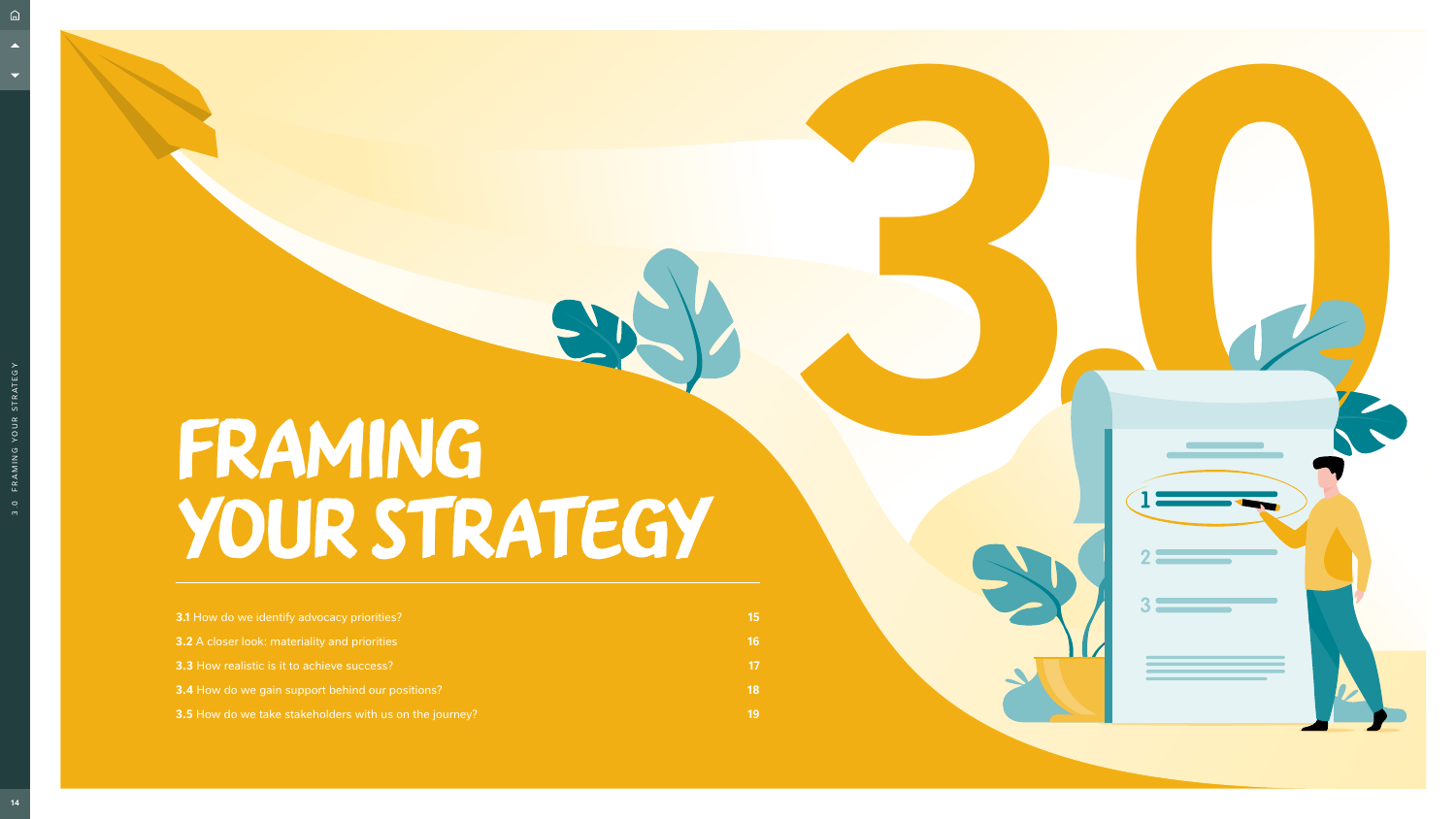# FRAMING YOUR STRATEGY

| | |
|---|---|
| **3.1** How do we identify advocacy priorities? | 15 |
| **3.2** A closer look: materiality and priorities | 16 |
| **3.3** How realistic is it to achieve success? | 17 |
| **3.4** How do we gain support behind our positions? | 18 |
| **3.5** How do we take stakeholders with us on the journey? | 19 |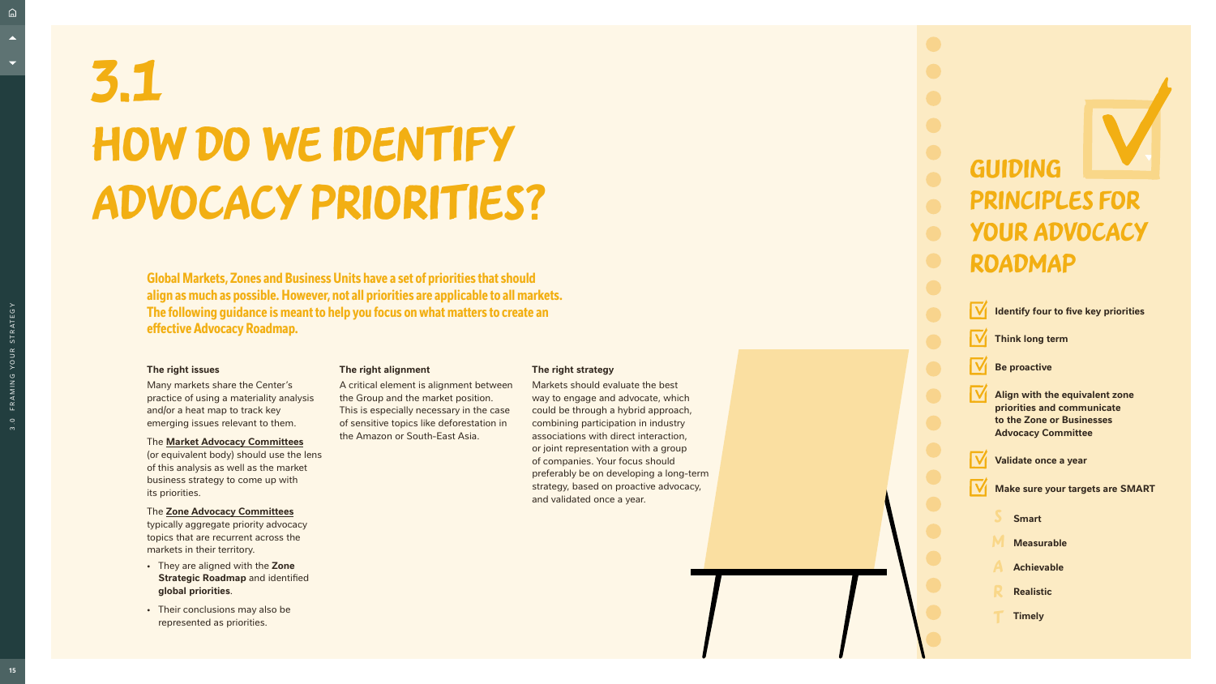# 3.1 HOW DO WE IDENTIFY ADVOCACY PRIORITIES?

**Global Markets, Zones and Business Units have a set of priorities that should align as much as possible. However, not all priorities are applicable to all markets. The following guidance is meant to help you focus on what matters to create an effective Advocacy Roadmap.**

**The right issues**

Many markets share the Center's practice of using a materiality analysis and/or a heat map to track key emerging issues relevant to them.

The **Market Advocacy Committees** (or equivalent body) should use the lens of this analysis as well as the market business strategy to come up with its priorities.

The **Zone Advocacy Committees** typically aggregate priority advocacy topics that are recurrent across the markets in their territory.

- They are aligned with the **Zone Strategic Roadmap** and identified **global priorities**.
- Their conclusions may also be represented as priorities.

**The right alignment**

A critical element is alignment between the Group and the market position. This is especially necessary in the case of sensitive topics like deforestation in the Amazon or South-East Asia.

**The right strategy**

Markets should evaluate the best way to engage and advocate, which could be through a hybrid approach, combining participation in industry associations with direct interaction, or joint representation with a group of companies. Your focus should preferably be on developing a long-term strategy, based on proactive advocacy, and validated once a year.

## GUIDING PRINCIPLES FOR YOUR ADVOCACY ROADMAP

- **Identify four to five key priorities**
- **Think long term**
- **Be proactive**
- **Align with the equivalent zone priorities and communicate to the Zone or Businesses Advocacy Committee**
- **Validate once a year**
- **Make sure your targets are SMART**
  - S **Smart**
  - M **Measurable**
  - A **Achievable**
  - R **Realistic**
  - T **Timely**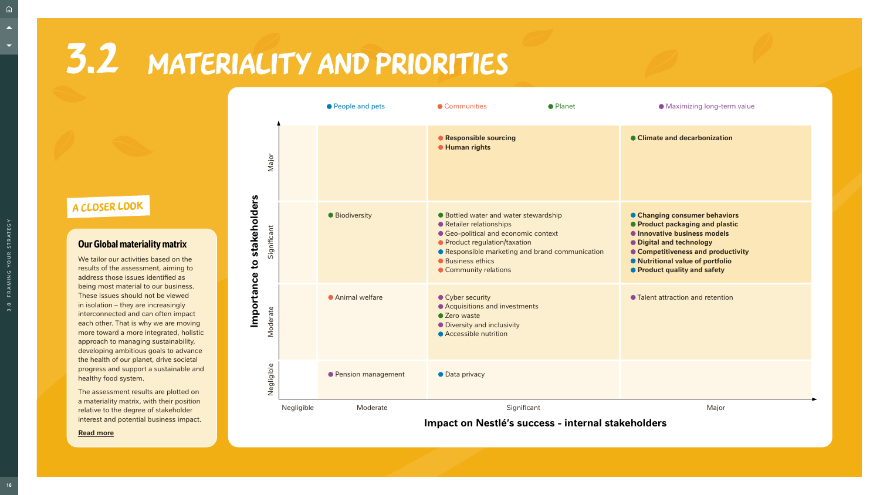# 3.2 MATERIALITY AND PRIORITIES

A CLOSER LOOK

## Our Global materiality matrix

We tailor our activities based on the results of the assessment, aiming to address those issues identified as being most material to our business. These issues should not be viewed in isolation – they are increasingly interconnected and can often impact each other. That is why we are moving more toward a more integrated, holistic approach to managing sustainability, developing ambitious goals to advance the health of our planet, drive societal progress and support a sustainable and healthy food system.

The assessment results are plotted on a materiality matrix, with their position relative to the degree of stakeholder interest and potential business impact.

Read more

Legend: ● People and pets ● Communities ● Planet ● Maximizing long-term value

| Importance to stakeholders \ Impact on Nestlé's success - internal stakeholders | Negligible | Moderate | Significant | Major |
|---|---|---|---|---|
| **Major** | | | **Responsible sourcing** (Communities)<br>**Human rights** (Communities) | **Climate and decarbonization** (Planet) |
| **Significant** | | Biodiversity (Planet) | Bottled water and water stewardship (Planet)<br>Retailer relationships (Maximizing long-term value)<br>Geo-political and economic context (Maximizing long-term value)<br>Product regulation/taxation (Communities)<br>Responsible marketing and brand communication (People and pets)<br>Business ethics (Communities)<br>Community relations (Communities) | **Changing consumer behaviors** (People and pets)<br>**Product packaging and plastic** (Planet)<br>**Innovative business models** (Maximizing long-term value)<br>**Digital and technology** (Maximizing long-term value)<br>**Competitiveness and productivity** (Maximizing long-term value)<br>**Nutritional value of portfolio** (People and pets)<br>**Product quality and safety** (People and pets) |
| **Moderate** | | Animal welfare (Communities) | Cyber security (Maximizing long-term value)<br>Acquisitions and investments (Maximizing long-term value)<br>Zero waste (Planet)<br>Diversity and inclusivity (Maximizing long-term value)<br>Accessible nutrition (People and pets) | Talent attraction and retention (Maximizing long-term value) |
| **Negligible** | | Pension management (Maximizing long-term value) | Data privacy (People and pets) | |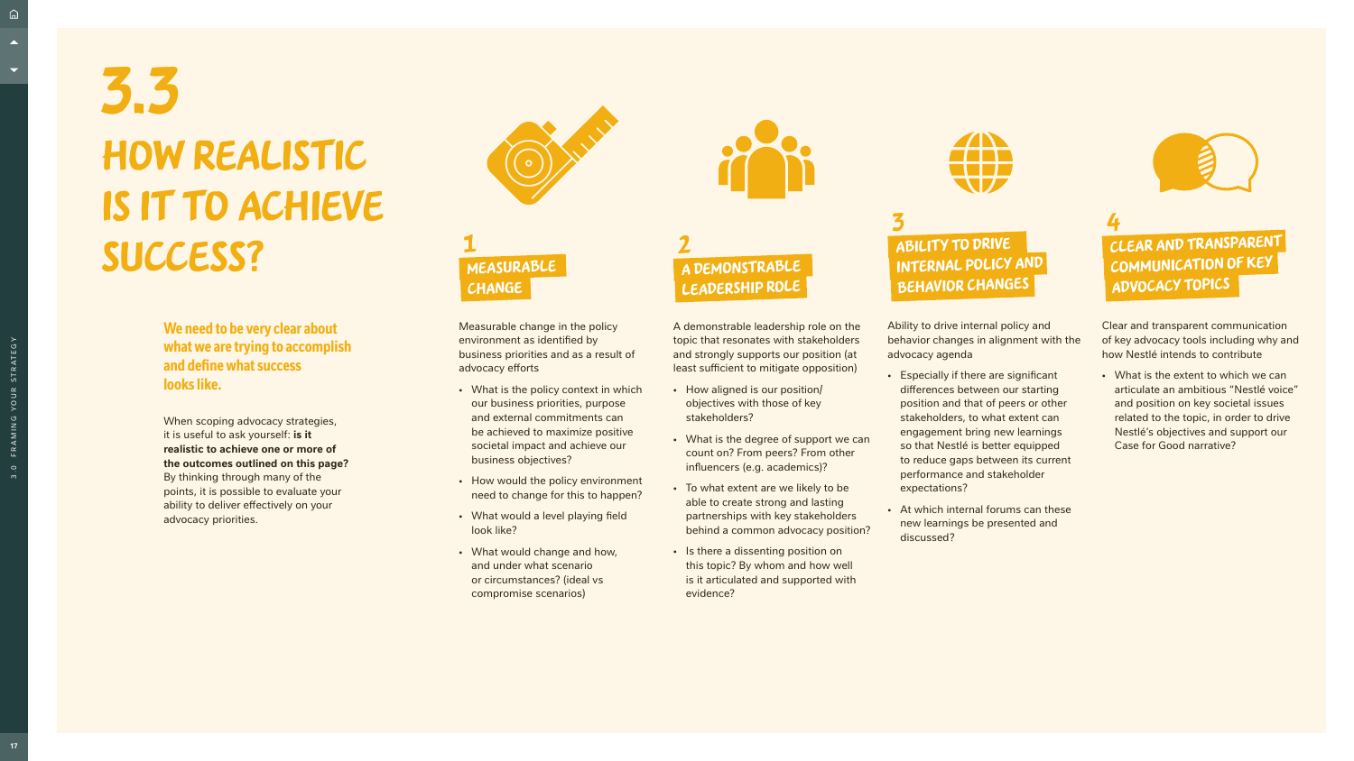# 3.3 HOW REALISTIC IS IT TO ACHIEVE SUCCESS?

**We need to be very clear about what we are trying to accomplish and define what success looks like.**

When scoping advocacy strategies, it is useful to ask yourself: **is it realistic to achieve one or more of the outcomes outlined on this page?** By thinking through many of the points, it is possible to evaluate your ability to deliver effectively on your advocacy priorities.

## 1 MEASURABLE CHANGE

Measurable change in the policy environment as identified by business priorities and as a result of advocacy efforts

- What is the policy context in which our business priorities, purpose and external commitments can be achieved to maximize positive societal impact and achieve our business objectives?
- How would the policy environment need to change for this to happen?
- What would a level playing field look like?
- What would change and how, and under what scenario or circumstances? (ideal vs compromise scenarios)

## 2 A DEMONSTRABLE LEADERSHIP ROLE

A demonstrable leadership role on the topic that resonates with stakeholders and strongly supports our position (at least sufficient to mitigate opposition)

- How aligned is our position/objectives with those of key stakeholders?
- What is the degree of support we can count on? From peers? From other influencers (e.g. academics)?
- To what extent are we likely to be able to create strong and lasting partnerships with key stakeholders behind a common advocacy position?
- Is there a dissenting position on this topic? By whom and how well is it articulated and supported with evidence?

## 3 ABILITY TO DRIVE INTERNAL POLICY AND BEHAVIOR CHANGES

Ability to drive internal policy and behavior changes in alignment with the advocacy agenda

- Especially if there are significant differences between our starting position and that of peers or other stakeholders, to what extent can engagement bring new learnings so that Nestlé is better equipped to reduce gaps between its current performance and stakeholder expectations?
- At which internal forums can these new learnings be presented and discussed?

## 4 CLEAR AND TRANSPARENT COMMUNICATION OF KEY ADVOCACY TOPICS

Clear and transparent communication of key advocacy tools including why and how Nestlé intends to contribute

- What is the extent to which we can articulate an ambitious "Nestlé voice" and position on key societal issues related to the topic, in order to drive Nestlé's objectives and support our Case for Good narrative?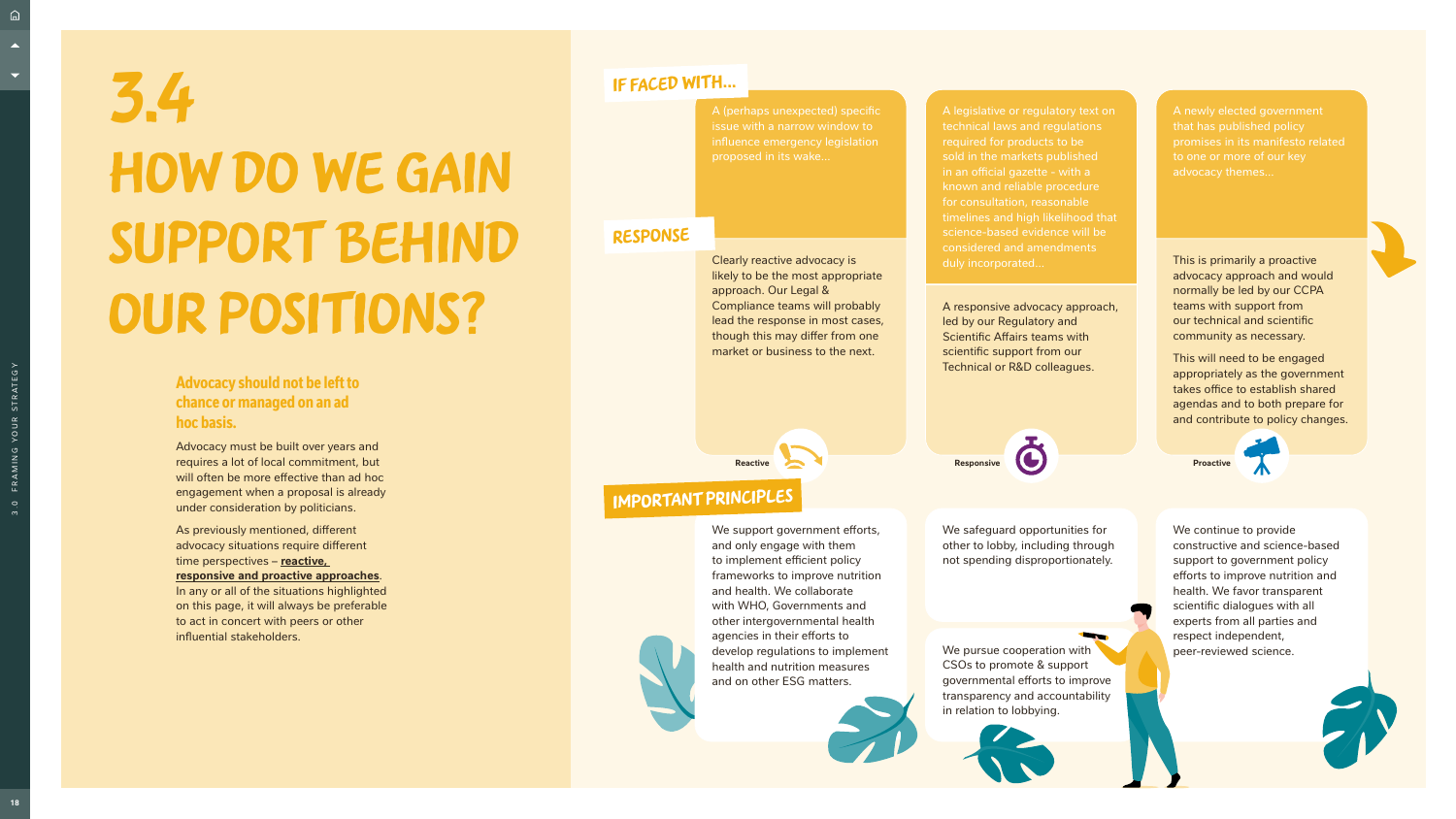# 3.4 HOW DO WE GAIN SUPPORT BEHIND OUR POSITIONS?

**Advocacy should not be left to chance or managed on an ad hoc basis.**

Advocacy must be built over years and requires a lot of local commitment, but will often be more effective than ad hoc engagement when a proposal is already under consideration by politicians.

As previously mentioned, different advocacy situations require different time perspectives – **reactive, responsive and proactive approaches**. In any or all of the situations highlighted on this page, it will always be preferable to act in concert with peers or other influential stakeholders.

| | Reactive | Responsive | Proactive |
|---|---|---|---|
| **IF FACED WITH...** | A (perhaps unexpected) specific issue with a narrow window to influence emergency legislation proposed in its wake... | A legislative or regulatory text on technical laws and regulations required for products to be sold in the markets published in an official gazette - with a known and reliable procedure for consultation, reasonable timelines and high likelihood that science-based evidence will be considered and amendments duly incorporated... | A newly elected government that has published policy promises in its manifesto related to one or more of our key advocacy themes... |
| **RESPONSE** | Clearly reactive advocacy is likely to be the most appropriate approach. Our Legal & Compliance teams will probably lead the response in most cases, though this may differ from one market or business to the next. | A responsive advocacy approach, led by our Regulatory and Scientific Affairs teams with scientific support from our Technical or R&D colleagues. | This is primarily a proactive advocacy approach and would normally be led by our CCPA teams with support from our technical and scientific community as necessary. This will need to be engaged appropriately as the government takes office to establish shared agendas and to both prepare for and contribute to policy changes. |

## IMPORTANT PRINCIPLES

We support government efforts, and only engage with them to implement efficient policy frameworks to improve nutrition and health. We collaborate with WHO, Governments and other intergovernmental health agencies in their efforts to develop regulations to implement health and nutrition measures and on other ESG matters.

We safeguard opportunities for other to lobby, including through not spending disproportionately.

We pursue cooperation with CSOs to promote & support governmental efforts to improve transparency and accountability in relation to lobbying.

We continue to provide constructive and science-based support to government policy efforts to improve nutrition and health. We favor transparent scientific dialogues with all experts from all parties and respect independent, peer-reviewed science.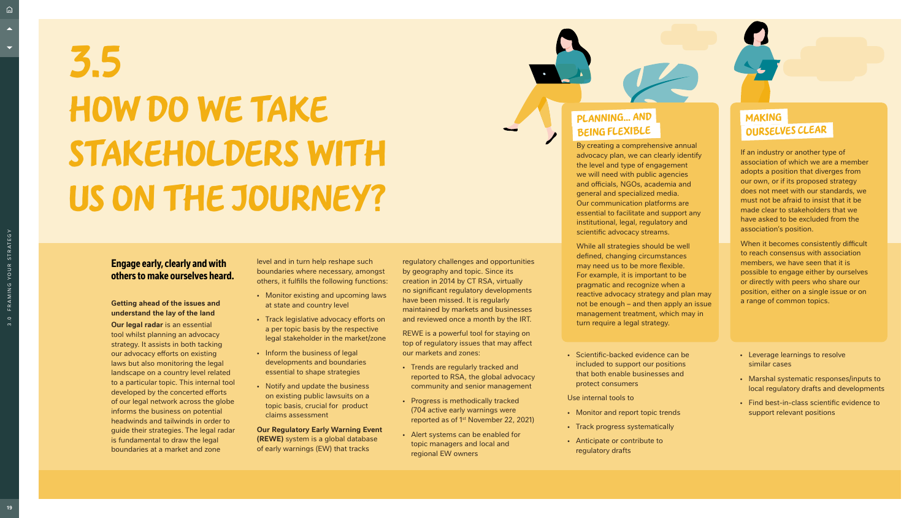# 3.5 HOW DO WE TAKE STAKEHOLDERS WITH US ON THE JOURNEY?

## Engage early, clearly and with others to make ourselves heard.

### Getting ahead of the issues and understand the lay of the land

**Our legal radar** is an essential tool whilst planning an advocacy strategy. It assists in both tacking our advocacy efforts on existing laws but also monitoring the legal landscape on a country level related to a particular topic. This internal tool developed by the concerted efforts of our legal network across the globe informs the business on potential headwinds and tailwinds in order to guide their strategies. The legal radar is fundamental to draw the legal boundaries at a market and zone level and in turn help reshape such boundaries where necessary, amongst others, it fulfills the following functions:

- Monitor existing and upcoming laws at state and country level
- Track legislative advocacy efforts on a per topic basis by the respective legal stakeholder in the market/zone
- Inform the business of legal developments and boundaries essential to shape strategies
- Notify and update the business on existing public lawsuits on a topic basis, crucial for product claims assessment

**Our Regulatory Early Warning Event (REWE)** system is a global database of early warnings (EW) that tracks regulatory challenges and opportunities by geography and topic. Since its creation in 2014 by CT RSA, virtually no significant regulatory developments have been missed. It is regularly maintained by markets and businesses and reviewed once a month by the IRT.

REWE is a powerful tool for staying on top of regulatory issues that may affect our markets and zones:

- Trends are regularly tracked and reported to RSA, the global advocacy community and senior management
- Progress is methodically tracked (704 active early warnings were reported as of 1st November 22, 2021)
- Alert systems can be enabled for topic managers and local and regional EW owners

### PLANNING... AND BEING FLEXIBLE

By creating a comprehensive annual advocacy plan, we can clearly identify the level and type of engagement we will need with public agencies and officials, NGOs, academia and general and specialized media. Our communication platforms are essential to facilitate and support any institutional, legal, regulatory and scientific advocacy streams.

While all strategies should be well defined, changing circumstances may need us to be more flexible. For example, it is important to be pragmatic and recognize when a reactive advocacy strategy and plan may not be enough – and then apply an issue management treatment, which may in turn require a legal strategy.

- Scientific-backed evidence can be included to support our positions that both enable businesses and protect consumers

Use internal tools to

- Monitor and report topic trends
- Track progress systematically
- Anticipate or contribute to regulatory drafts

### MAKING OURSELVES CLEAR

If an industry or another type of association of which we are a member adopts a position that diverges from our own, or if its proposed strategy does not meet with our standards, we must not be afraid to insist that it be made clear to stakeholders that we have asked to be excluded from the association's position.

When it becomes consistently difficult to reach consensus with association members, we have seen that it is possible to engage either by ourselves or directly with peers who share our position, either on a single issue or on a range of common topics.

- Leverage learnings to resolve similar cases
- Marshal systematic responses/inputs to local regulatory drafts and developments
- Find best-in-class scientific evidence to support relevant positions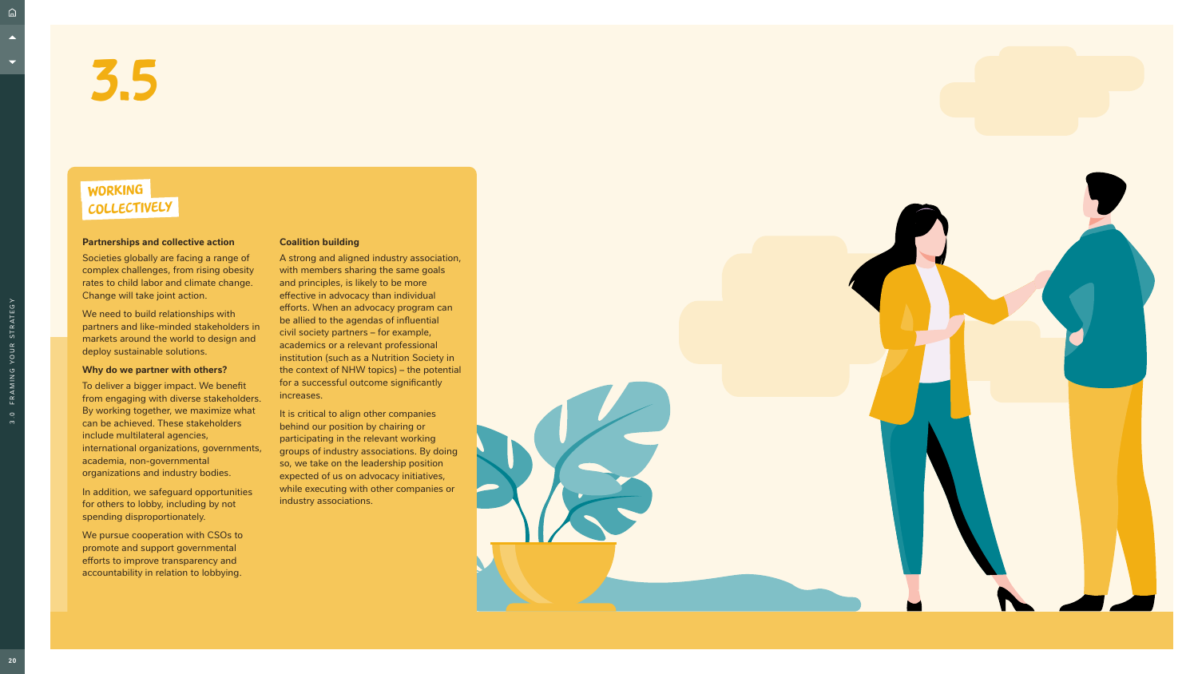# 3.5

## WORKING COLLECTIVELY

**Partnerships and collective action**

Societies globally are facing a range of complex challenges, from rising obesity rates to child labor and climate change. Change will take joint action.

We need to build relationships with partners and like-minded stakeholders in markets around the world to design and deploy sustainable solutions.

**Why do we partner with others?**

To deliver a bigger impact. We benefit from engaging with diverse stakeholders. By working together, we maximize what can be achieved. These stakeholders include multilateral agencies, international organizations, governments, academia, non-governmental organizations and industry bodies.

In addition, we safeguard opportunities for others to lobby, including by not spending disproportionately.

We pursue cooperation with CSOs to promote and support governmental efforts to improve transparency and accountability in relation to lobbying.

**Coalition building**

A strong and aligned industry association, with members sharing the same goals and principles, is likely to be more effective in advocacy than individual efforts. When an advocacy program can be allied to the agendas of influential civil society partners – for example, academics or a relevant professional institution (such as a Nutrition Society in the context of NHW topics) – the potential for a successful outcome significantly increases.

It is critical to align other companies behind our position by chairing or participating in the relevant working groups of industry associations. By doing so, we take on the leadership position expected of us on advocacy initiatives, while executing with other companies or industry associations.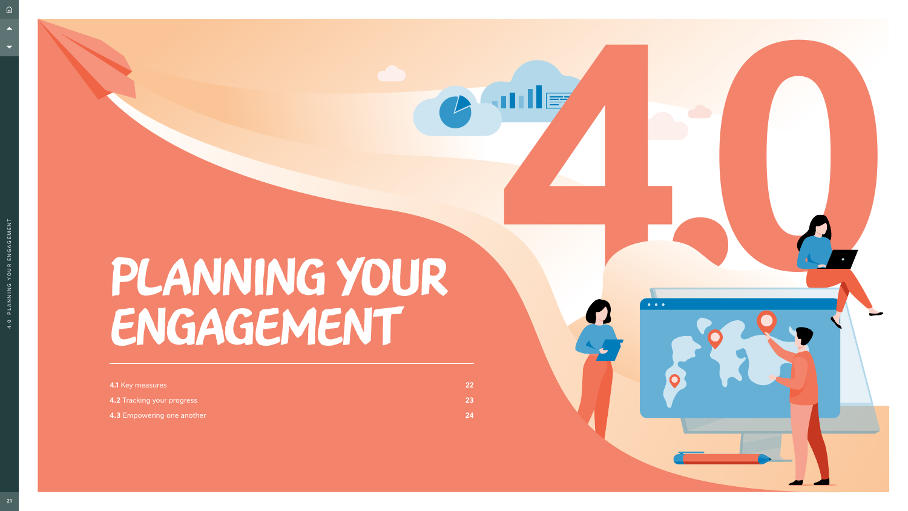# PLANNING YOUR ENGAGEMENT

| | |
|---|---|
| **4.1** Key measures | 22 |
| **4.2** Tracking your progress | 23 |
| **4.3** Empowering one another | 24 |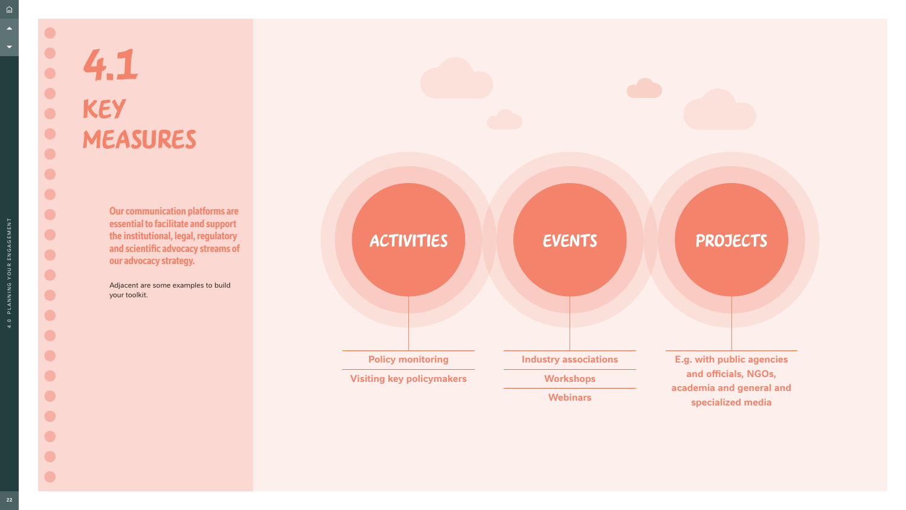# 4.1 KEY MEASURES

**Our communication platforms are essential to facilitate and support the institutional, legal, regulatory and scientific advocacy streams of our advocacy strategy.**

Adjacent are some examples to build your toolkit.

## ACTIVITIES

- Policy monitoring
- Visiting key policymakers

## EVENTS

- Industry associations
- Workshops
- Webinars

## PROJECTS

- E.g. with public agencies and officials, NGOs, academia and general and specialized media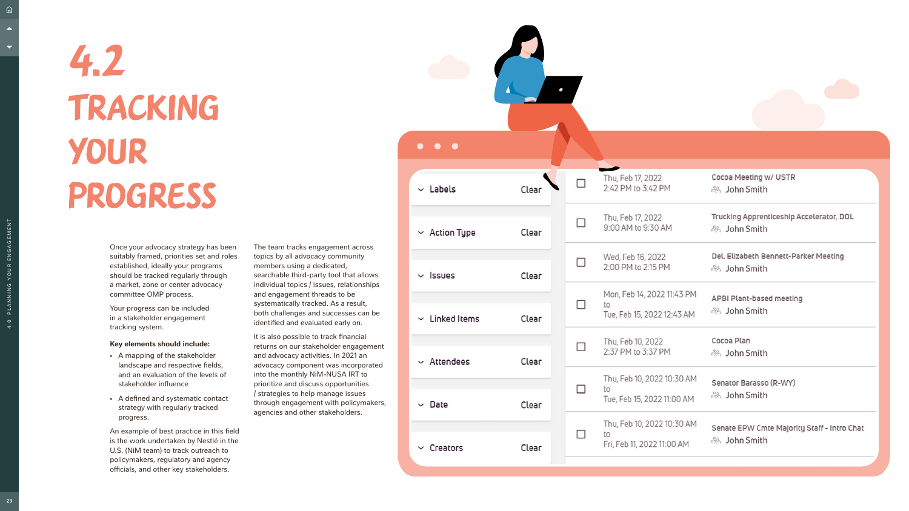# 4.2 TRACKING YOUR PROGRESS

Once your advocacy strategy has been suitably framed, priorities set and roles established, ideally your programs should be tracked regularly through a market, zone or center advocacy committee OMP process.

Your progress can be included in a stakeholder engagement tracking system.

**Key elements should include:**

- A mapping of the stakeholder landscape and respective fields, and an evaluation of the levels of stakeholder influence
- A defined and systematic contact strategy with regularly tracked progress.

An example of best practice in this field is the work undertaken by Nestlé in the U.S. (NiM team) to track outreach to policymakers, regulatory and agency officials, and other key stakeholders.

The team tracks engagement across topics by all advocacy community members using a dedicated, searchable third-party tool that allows individual topics / issues, relationships and engagement threads to be systematically tracked. As a result, both challenges and successes can be identified and evaluated early on.

It is also possible to track financial returns on our stakeholder engagement and advocacy activities. In 2021 an advocacy component was incorporated into the monthly NiM-NUSA IRT to prioritize and discuss opportunities / strategies to help manage issues through engagement with policymakers, agencies and other stakeholders.

| Filter | |
|---|---|
| Labels | Clear |
| Action Type | Clear |
| Issues | Clear |
| Linked Items | Clear |
| Attendees | Clear |
| Date | Clear |
| Creators | Clear |

| Date | Meeting |
|---|---|
| Thu, Feb 17, 2022 2:42 PM to 3:42 PM | Cocoa Meeting w/ USTR — John Smith |
| Thu, Feb 17, 2022 9:00 AM to 9:30 AM | Trucking Apprenticeship Accelerator, DOL — John Smith |
| Wed, Feb 16, 2022 2:00 PM to 2:15 PM | Del. Elizabeth Bennett-Parker Meeting — John Smith |
| Mon, Feb 14, 2022 11:43 PM to Tue, Feb 15, 2022 12:43 AM | APBI Plant-based meeting — John Smith |
| Thu, Feb 10, 2022 2:37 PM to 3:37 PM | Cocoa Plan — John Smith |
| Thu, Feb 10, 2022 10:30 AM to Tue, Feb 15, 2022 11:00 AM | Senator Barasso (R-WY) — John Smith |
| Thu, Feb 10, 2022 10:30 AM to Fri, Feb 11, 2022 11:00 AM | Senate EPW Cmte Majority Staff - Intro Chat — John Smith |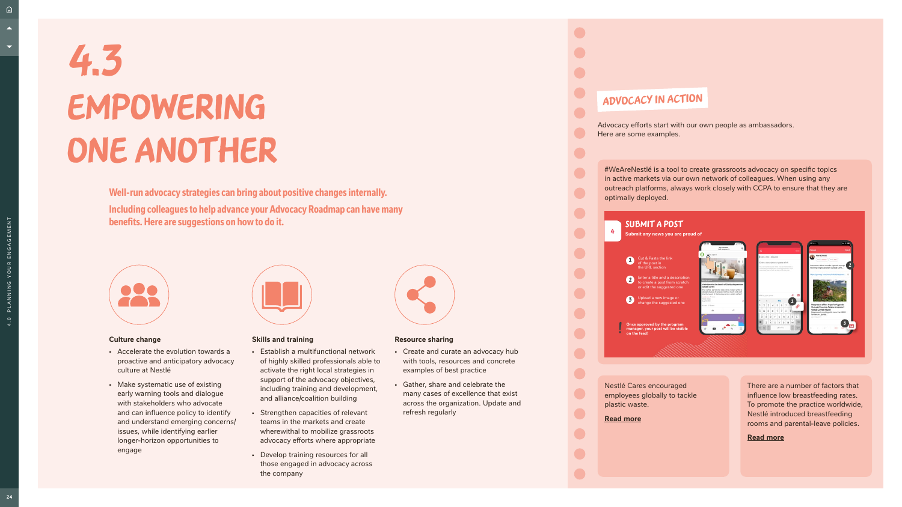# 4.3 EMPOWERING ONE ANOTHER

**Well-run advocacy strategies can bring about positive changes internally. Including colleagues to help advance your Advocacy Roadmap can have many benefits. Here are suggestions on how to do it.**

### Culture change

- Accelerate the evolution towards a proactive and anticipatory advocacy culture at Nestlé
- Make systematic use of existing early warning tools and dialogue with stakeholders who advocate and can influence policy to identify and understand emerging concerns/issues, while identifying earlier longer-horizon opportunities to engage

### Skills and training

- Establish a multifunctional network of highly skilled professionals able to activate the right local strategies in support of the advocacy objectives, including training and development, and alliance/coalition building
- Strengthen capacities of relevant teams in the markets and create wherewithal to mobilize grassroots advocacy efforts where appropriate
- Develop training resources for all those engaged in advocacy across the company

### Resource sharing

- Create and curate an advocacy hub with tools, resources and concrete examples of best practice
- Gather, share and celebrate the many cases of excellence that exist across the organization. Update and refresh regularly

## ADVOCACY IN ACTION

Advocacy efforts start with our own people as ambassadors. Here are some examples.

#WeAreNestlé is a tool to create grassroots advocacy on specific topics in active markets via our own network of colleagues. When using any outreach platforms, always work closely with CCPA to ensure that they are optimally deployed.

**SUBMIT A POST**
Submit any news you are proud of

1. Cut & Paste the link of the post in the URL section
2. Enter a title and a description to create a post from scratch or edit the suggested one
3. Upload a new image or change the suggested one

! Once approved by the program manager, your post will be visible on the feed!

Nestlé Cares encouraged employees globally to tackle plastic waste.

**Read more**

There are a number of factors that influence low breastfeeding rates. To promote the practice worldwide, Nestlé introduced breastfeeding rooms and parental-leave policies.

**Read more**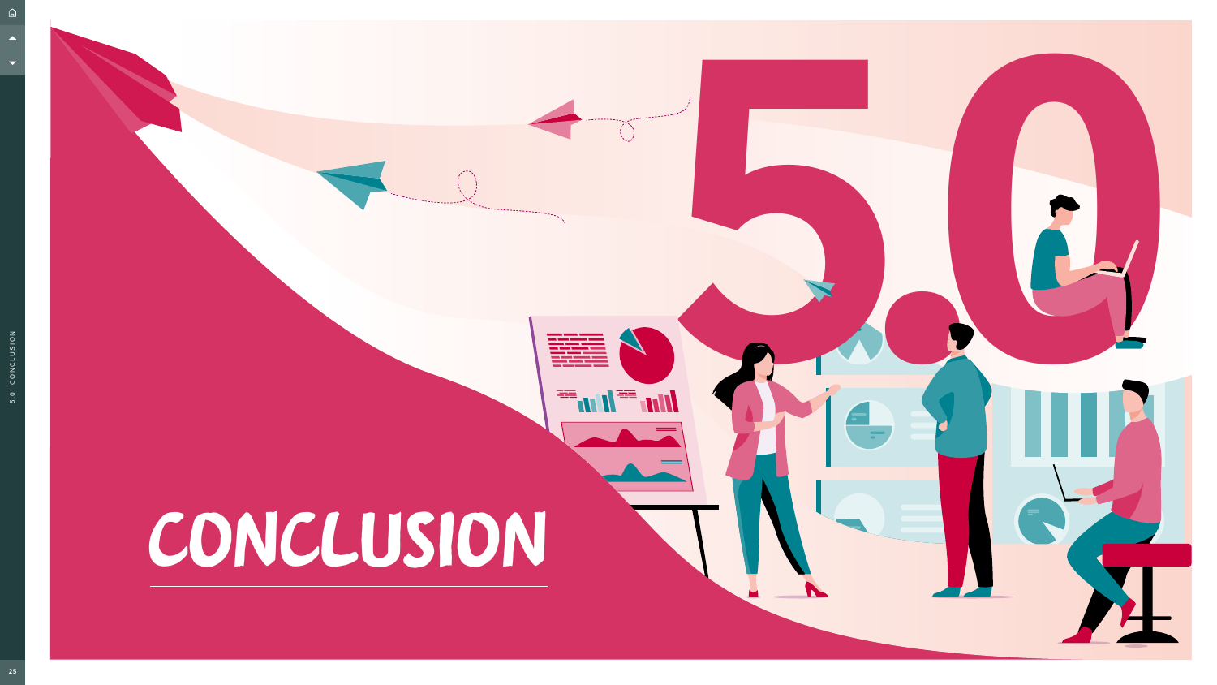# 5.0 CONCLUSION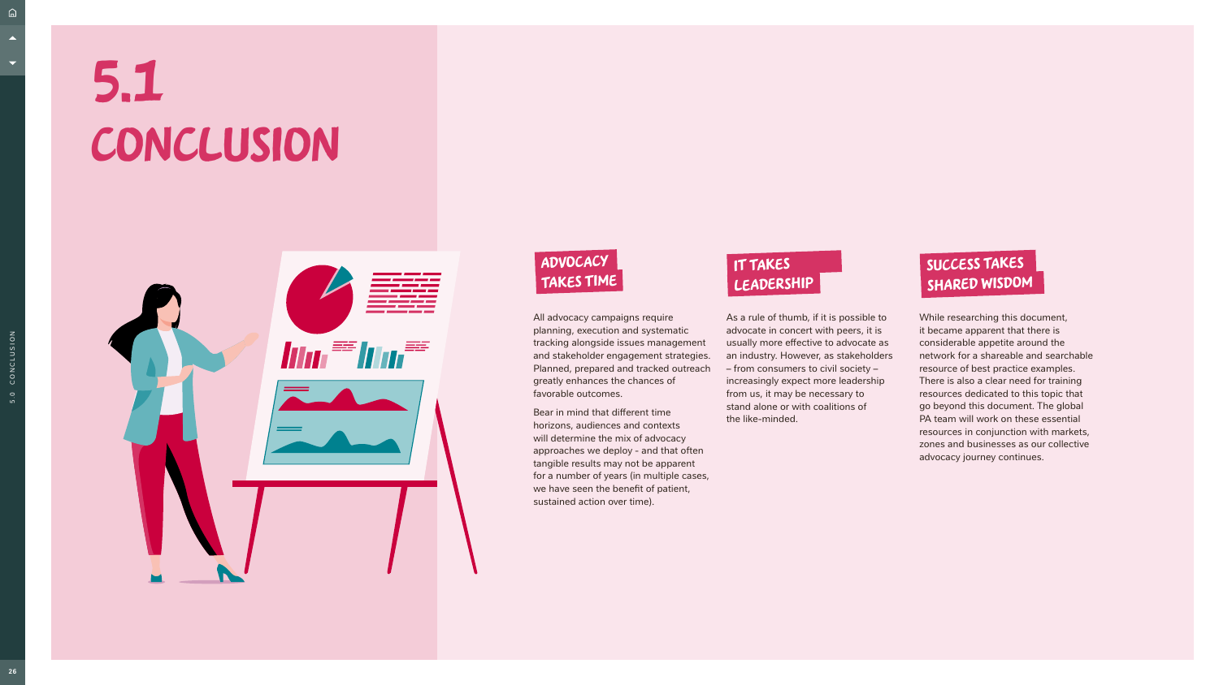# 5.1 CONCLUSION

## ADVOCACY TAKES TIME

All advocacy campaigns require planning, execution and systematic tracking alongside issues management and stakeholder engagement strategies. Planned, prepared and tracked outreach greatly enhances the chances of favorable outcomes.

Bear in mind that different time horizons, audiences and contexts will determine the mix of advocacy approaches we deploy - and that often tangible results may not be apparent for a number of years (in multiple cases, we have seen the benefit of patient, sustained action over time).

## IT TAKES LEADERSHIP

As a rule of thumb, if it is possible to advocate in concert with peers, it is usually more effective to advocate as an industry. However, as stakeholders – from consumers to civil society – increasingly expect more leadership from us, it may be necessary to stand alone or with coalitions of the like-minded.

## SUCCESS TAKES SHARED WISDOM

While researching this document, it became apparent that there is considerable appetite around the network for a shareable and searchable resource of best practice examples. There is also a clear need for training resources dedicated to this topic that go beyond this document. The global PA team will work on these essential resources in conjunction with markets, zones and businesses as our collective advocacy journey continues.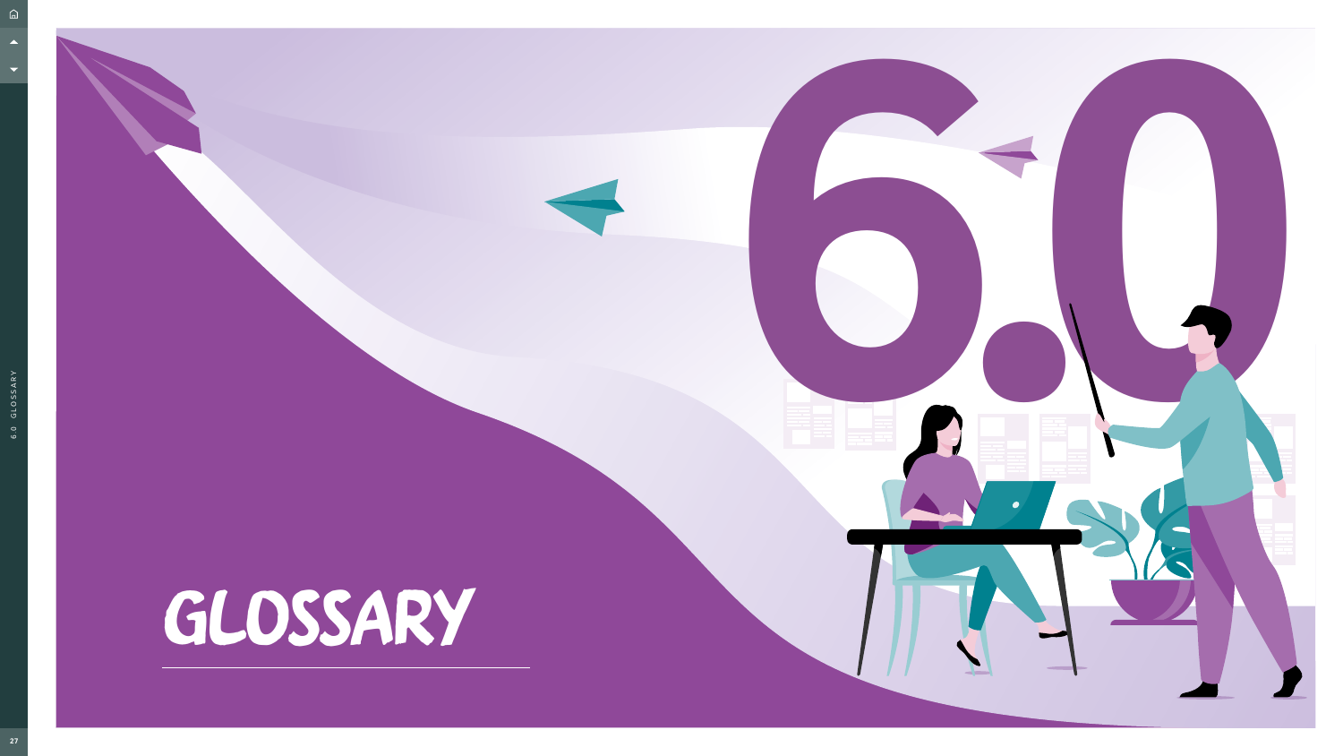# 6.0 GLOSSARY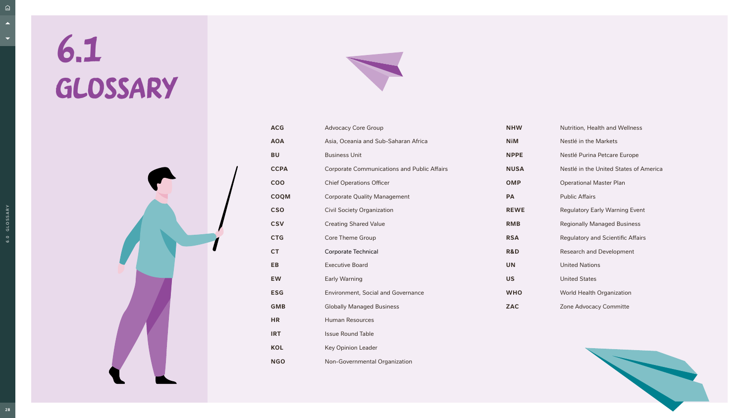# 6.1 GLOSSARY

| | |
|---|---|
| **ACG** | Advocacy Core Group |
| **AOA** | Asia, Oceania and Sub-Saharan Africa |
| **BU** | Business Unit |
| **CCPA** | Corporate Communications and Public Affairs |
| **COO** | Chief Operations Officer |
| **COQM** | Corporate Quality Management |
| **CSO** | Civil Society Organization |
| **CSV** | Creating Shared Value |
| **CTG** | Core Theme Group |
| **CT** | Corporate Technical |
| **EB** | Executive Board |
| **EW** | Early Warning |
| **ESG** | Environment, Social and Governance |
| **GMB** | Globally Managed Business |
| **HR** | Human Resources |
| **IRT** | Issue Round Table |
| **KOL** | Key Opinion Leader |
| **NGO** | Non-Governmental Organization |
| **NHW** | Nutrition, Health and Wellness |
| **NiM** | Nestlé in the Markets |
| **NPPE** | Nestlé Purina Petcare Europe |
| **NUSA** | Nestlé in the United States of America |
| **OMP** | Operational Master Plan |
| **PA** | Public Affairs |
| **REWE** | Regulatory Early Warning Event |
| **RMB** | Regionally Managed Business |
| **RSA** | Regulatory and Scientific Affairs |
| **R&D** | Research and Development |
| **UN** | United Nations |
| **US** | United States |
| **WHO** | World Health Organization |
| **ZAC** | Zone Advocacy Committe |